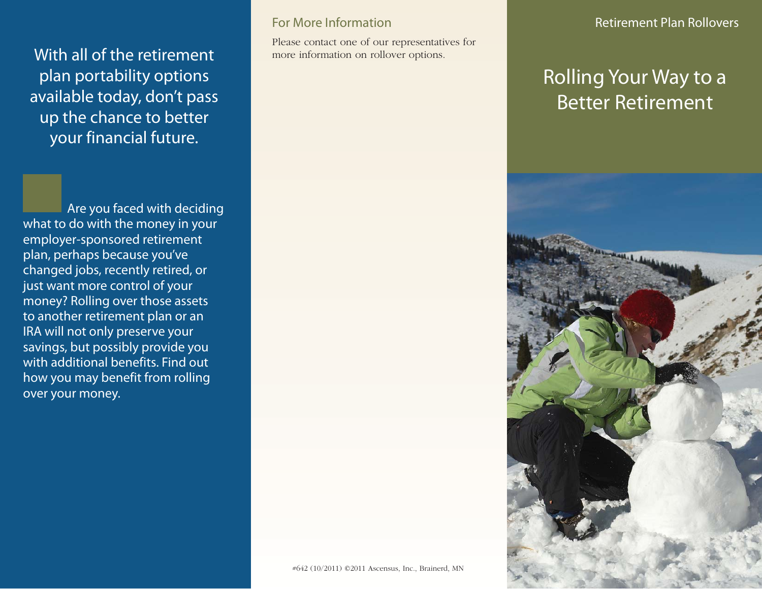With all of the retirement plan portability options available today, don't pass up the chance to better your financial future.

Are you faced with deciding what to do with the money in your employer-sponsored retirement plan, perhaps because you've changed jobs, recently retired, or just want more control of your money? Rolling over those assets to another retirement plan or an IRA will not only preserve your savings, but possibly provide you with additional benefits. Find out how you may benefit from rolling over your money.

## For More Information

Please contact one of our representatives for more information on rollover options.

#642 (10/2011) ©2011 Ascensus, Inc., Brainerd, MN

Retirement Plan Rollovers

# Rolling Your Way to a Better Retirement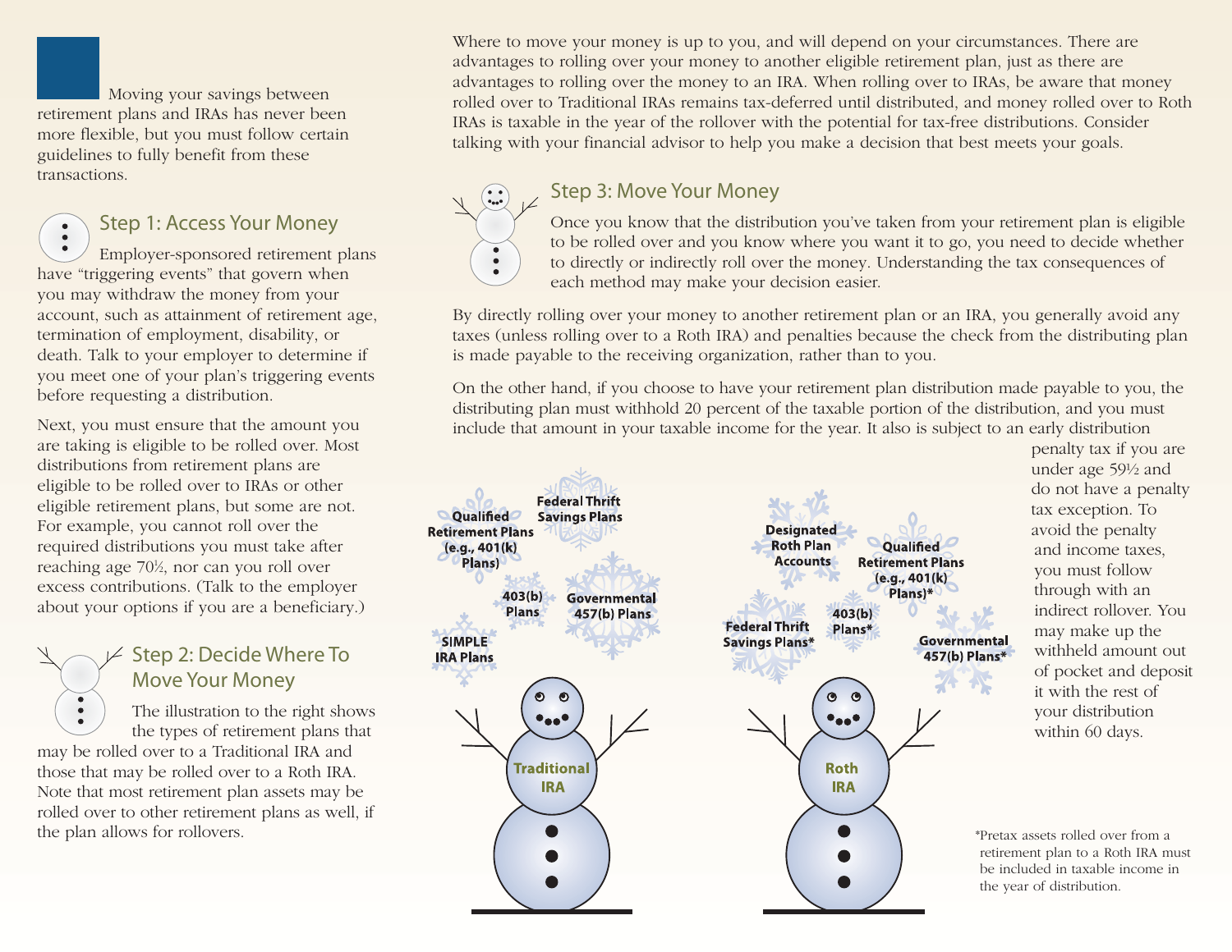Moving your savings between retirement plans and IRAs has never been more flexible, but you must follow certain guidelines to fully benefit from these transactions.

## Step 1: Access Your Money

Employer-sponsored retirement plans have “triggering events” that govern when you may withdraw the money from your account, such as attainment of retirement age, termination of employment, disability, or death. Talk to your employer to determine if you meet one of your plan’s triggering events before requesting a distribution.

Next, you must ensure that the amount you are taking is eligible to be rolled over. Most distributions from retirement plans are eligible to be rolled over to IRAs or other eligible retirement plans, but some are not. For example, you cannot roll over the required distributions you must take after reaching age 70½, nor can you roll over excess contributions. (Talk to the employer about your options if you are a beneficiary.)

## Step 2: Decide Where To Move Your Money

The illustration to the right shows the types of retirement plans that may be rolled over to a Traditional IRA and those that may be rolled over to a Roth IRA. Note that most retirement plan assets may be rolled over to other retirement plans as well, if the plan allows for rollovers.

Where to move your money is up to you, and will depend on your circumstances. There are advantages to rolling over your money to another eligible retirement plan, just as there are advantages to rolling over the money to an IRA. When rolling over to IRAs, be aware that money rolled over to Traditional IRAs remains tax-deferred until distributed, and money rolled over to Roth IRAs is taxable in the year of the rollover with the potential for tax-free distributions. Consider talking with your financial advisor to help you make a decision that best meets your goals.

## Step 3: Move Your Money

Once you know that the distribution you’ve taken from your retirement plan is eligible to be rolled over and you know where you want it to go, you need to decide whether to directly or indirectly roll over the money. Understanding the tax consequences of each method may make your decision easier.

By directly rolling over your money to another retirement plan or an IRA, you generally avoid any taxes (unless rolling over to a Roth IRA) and penalties because the check from the distributing plan is made payable to the receiving organization, rather than to you.

On the other hand, if you choose to have your retirement plan distribution made payable to you, the distributing plan must withhold 20 percent of the taxable portion of the distribution, and you must include that amount in your taxable income for the year. It also is subject to an early distribution penalty tax if you are under age 59½ and do not have a penalty tax exception. To avoid the penalty and income taxes, you must follow through with an indirect rollover. You may make up the withheld amount out of pocket and deposit it with the rest of your distribution within 60 days.

Qualified Retirement Plans (e.g., 401(k) Plans)
Federal Thrift Savings Plans
403(b) Plans
Governmental 457(b) Plans
SIMPLE IRA Plans
Traditional IRA

Designated Roth Plan Accounts
Qualified Retirement Plans (e.g., 401(k) Plans)*
Federal Thrift Savings Plans*
403(b) Plans*
Governmental 457(b) Plans*
Roth IRA

*Pretax assets rolled over from a retirement plan to a Roth IRA must be included in taxable income in the year of distribution.